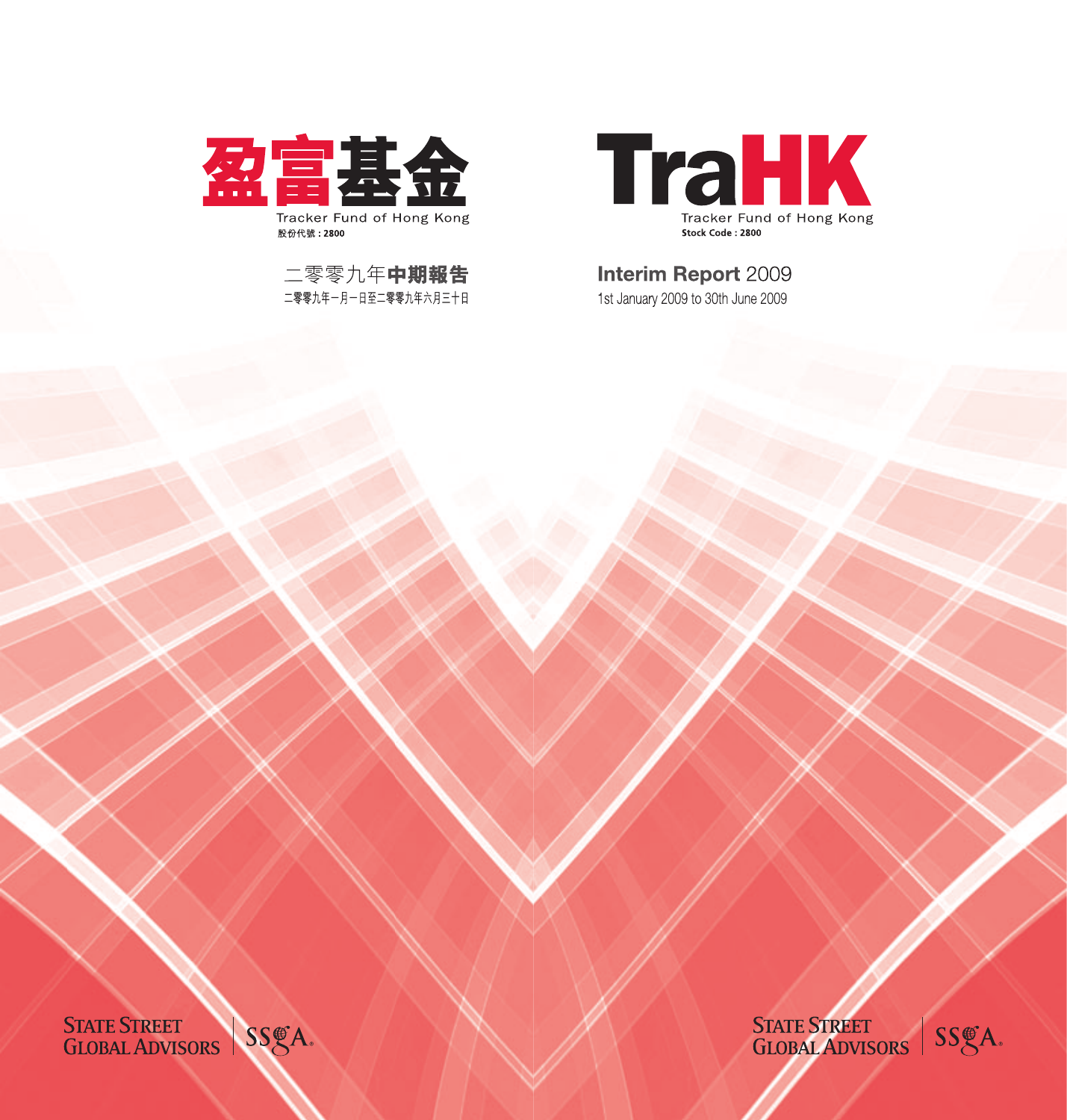# 盈富基金

Tracker Fund of Hong Kong

股份代號 : 2800

二零零九年**中期報告**

二零零九年一月一日至二零零九年六月三十日

# TraHK

Tracker Fund of Hong Kong

**Stock Code : 2800**

**Interim Report** 2009

1st January 2009 to 30th June 2009

STATE STREET GLOBAL ADVISORS | SSgA

STATE STREET GLOBAL ADVISORS | SSgA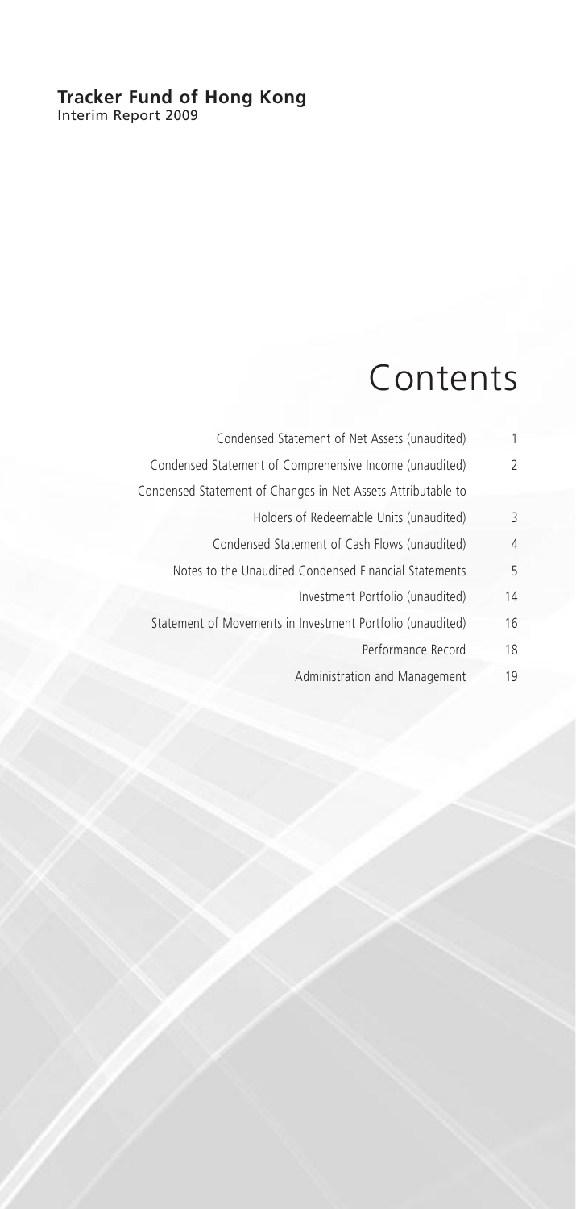**Tracker Fund of Hong Kong**
Interim Report 2009

# Contents

| | |
|---|---|
| Condensed Statement of Net Assets (unaudited) | 1 |
| Condensed Statement of Comprehensive Income (unaudited) | 2 |
| Condensed Statement of Changes in Net Assets Attributable to Holders of Redeemable Units (unaudited) | 3 |
| Condensed Statement of Cash Flows (unaudited) | 4 |
| Notes to the Unaudited Condensed Financial Statements | 5 |
| Investment Portfolio (unaudited) | 14 |
| Statement of Movements in Investment Portfolio (unaudited) | 16 |
| Performance Record | 18 |
| Administration and Management | 19 |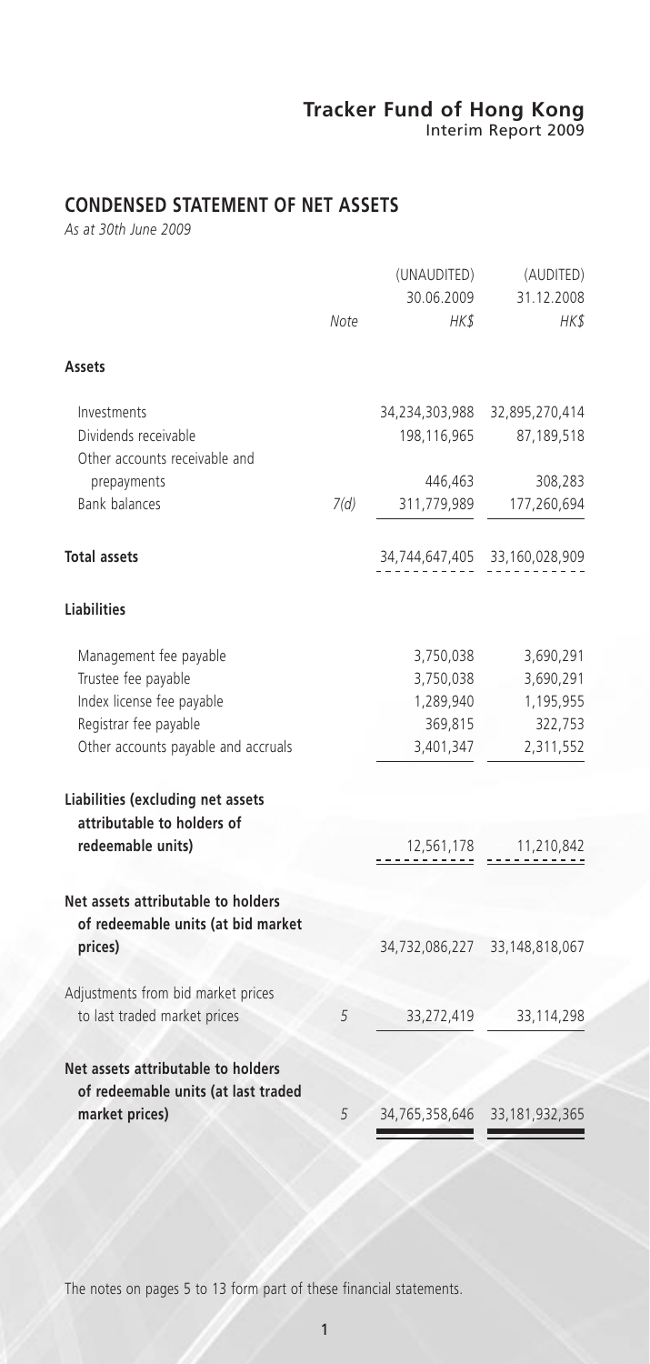## CONDENSED STATEMENT OF NET ASSETS

*As at 30th June 2009*

| | Note | (UNAUDITED) 30.06.2009 HK$ | (AUDITED) 31.12.2008 HK$ |
|---|---|---|---|
| **Assets** | | | |
| Investments | | 34,234,303,988 | 32,895,270,414 |
| Dividends receivable | | 198,116,965 | 87,189,518 |
| Other accounts receivable and prepayments | | 446,463 | 308,283 |
| Bank balances | 7(d) | 311,779,989 | 177,260,694 |
| **Total assets** | | 34,744,647,405 | 33,160,028,909 |
| **Liabilities** | | | |
| Management fee payable | | 3,750,038 | 3,690,291 |
| Trustee fee payable | | 3,750,038 | 3,690,291 |
| Index license fee payable | | 1,289,940 | 1,195,955 |
| Registrar fee payable | | 369,815 | 322,753 |
| Other accounts payable and accruals | | 3,401,347 | 2,311,552 |
| **Liabilities (excluding net assets attributable to holders of redeemable units)** | | 12,561,178 | 11,210,842 |
| **Net assets attributable to holders of redeemable units (at bid market prices)** | | 34,732,086,227 | 33,148,818,067 |
| Adjustments from bid market prices to last traded market prices | 5 | 33,272,419 | 33,114,298 |
| **Net assets attributable to holders of redeemable units (at last traded market prices)** | 5 | 34,765,358,646 | 33,181,932,365 |

The notes on pages 5 to 13 form part of these financial statements.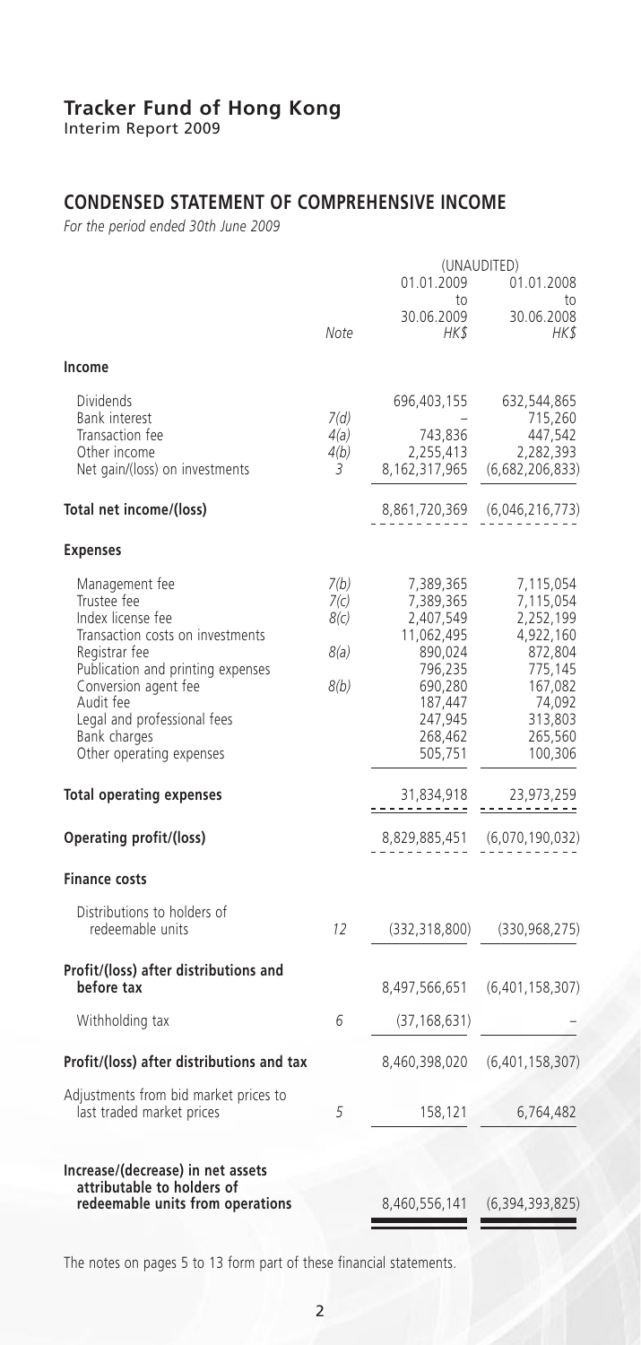# Tracker Fund of Hong Kong

Interim Report 2009

## CONDENSED STATEMENT OF COMPREHENSIVE INCOME

*For the period ended 30th June 2009*

| | Note | (UNAUDITED) 01.01.2009 to 30.06.2009 HK$ | 01.01.2008 to 30.06.2008 HK$ |
|---|---|---|---|
| **Income** | | | |
| Dividends | | 696,403,155 | 632,544,865 |
| Bank interest | 7(d) | – | 715,260 |
| Transaction fee | 4(a) | 743,836 | 447,542 |
| Other income | 4(b) | 2,255,413 | 2,282,393 |
| Net gain/(loss) on investments | 3 | 8,162,317,965 | (6,682,206,833) |
| **Total net income/(loss)** | | 8,861,720,369 | (6,046,216,773) |
| **Expenses** | | | |
| Management fee | 7(b) | 7,389,365 | 7,115,054 |
| Trustee fee | 7(c) | 7,389,365 | 7,115,054 |
| Index license fee | 8(c) | 2,407,549 | 2,252,199 |
| Transaction costs on investments | | 11,062,495 | 4,922,160 |
| Registrar fee | 8(a) | 890,024 | 872,804 |
| Publication and printing expenses | | 796,235 | 775,145 |
| Conversion agent fee | 8(b) | 690,280 | 167,082 |
| Audit fee | | 187,447 | 74,092 |
| Legal and professional fees | | 247,945 | 313,803 |
| Bank charges | | 268,462 | 265,560 |
| Other operating expenses | | 505,751 | 100,306 |
| **Total operating expenses** | | 31,834,918 | 23,973,259 |
| **Operating profit/(loss)** | | 8,829,885,451 | (6,070,190,032) |
| **Finance costs** | | | |
| Distributions to holders of redeemable units | 12 | (332,318,800) | (330,968,275) |
| **Profit/(loss) after distributions and before tax** | | 8,497,566,651 | (6,401,158,307) |
| Withholding tax | 6 | (37,168,631) | – |
| **Profit/(loss) after distributions and tax** | | 8,460,398,020 | (6,401,158,307) |
| Adjustments from bid market prices to last traded market prices | 5 | 158,121 | 6,764,482 |
| **Increase/(decrease) in net assets attributable to holders of redeemable units from operations** | | 8,460,556,141 | (6,394,393,825) |

The notes on pages 5 to 13 form part of these financial statements.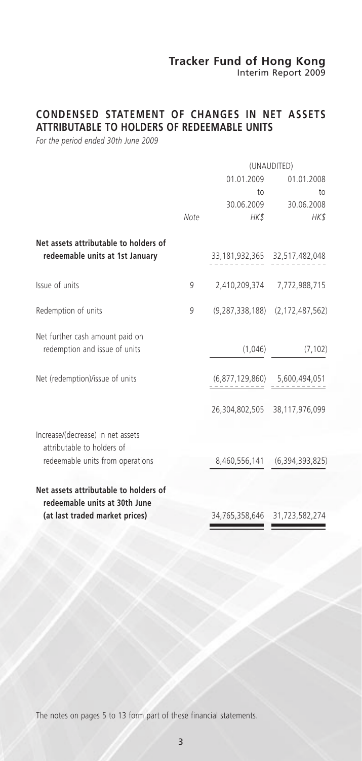## CONDENSED STATEMENT OF CHANGES IN NET ASSETS ATTRIBUTABLE TO HOLDERS OF REDEEMABLE UNITS

*For the period ended 30th June 2009*

| | Note | (UNAUDITED) 01.01.2009 to 30.06.2009 HK$ | 01.01.2008 to 30.06.2008 HK$ |
|---|---|---|---|
| **Net assets attributable to holders of redeemable units at 1st January** | | 33,181,932,365 | 32,517,482,048 |
| Issue of units | 9 | 2,410,209,374 | 7,772,988,715 |
| Redemption of units | 9 | (9,287,338,188) | (2,172,487,562) |
| Net further cash amount paid on redemption and issue of units | | (1,046) | (7,102) |
| Net (redemption)/issue of units | | (6,877,129,860) | 5,600,494,051 |
| | | 26,304,802,505 | 38,117,976,099 |
| Increase/(decrease) in net assets attributable to holders of redeemable units from operations | | 8,460,556,141 | (6,394,393,825) |
| **Net assets attributable to holders of redeemable units at 30th June (at last traded market prices)** | | 34,765,358,646 | 31,723,582,274 |

The notes on pages 5 to 13 form part of these financial statements.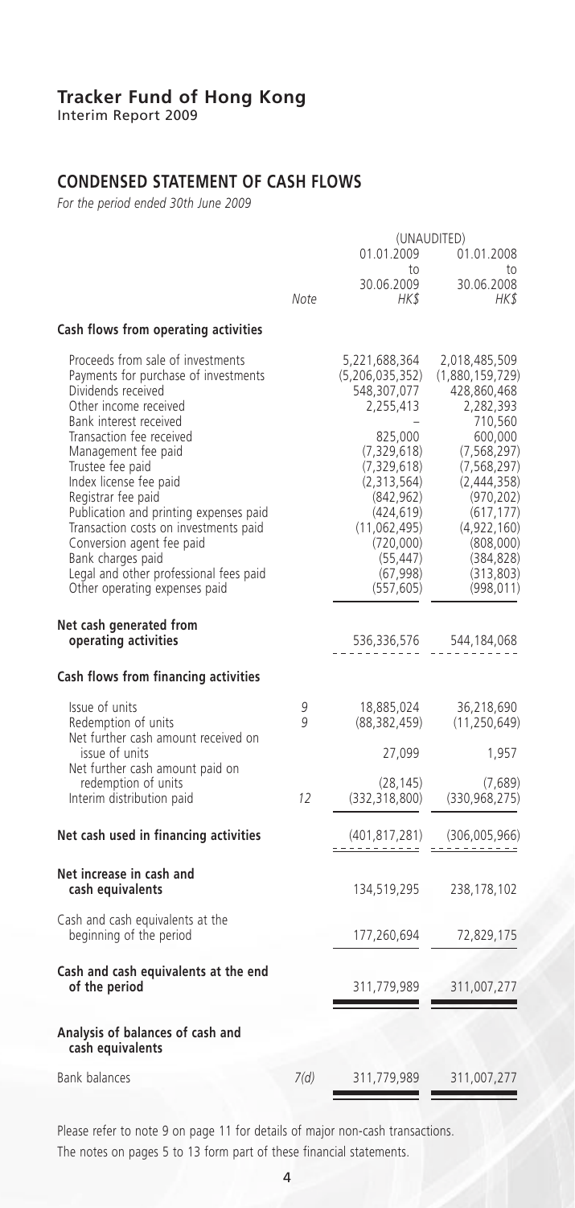# Tracker Fund of Hong Kong

Interim Report 2009

## CONDENSED STATEMENT OF CASH FLOWS

*For the period ended 30th June 2009*

| | Note | (UNAUDITED) 01.01.2009 to 30.06.2009 HK$ | 01.01.2008 to 30.06.2008 HK$ |
|---|---|---|---|
| **Cash flows from operating activities** | | | |
| Proceeds from sale of investments | | 5,221,688,364 | 2,018,485,509 |
| Payments for purchase of investments | | (5,206,035,352) | (1,880,159,729) |
| Dividends received | | 548,307,077 | 428,860,468 |
| Other income received | | 2,255,413 | 2,282,393 |
| Bank interest received | | – | 710,560 |
| Transaction fee received | | 825,000 | 600,000 |
| Management fee paid | | (7,329,618) | (7,568,297) |
| Trustee fee paid | | (7,329,618) | (7,568,297) |
| Index license fee paid | | (2,313,564) | (2,444,358) |
| Registrar fee paid | | (842,962) | (970,202) |
| Publication and printing expenses paid | | (424,619) | (617,177) |
| Transaction costs on investments paid | | (11,062,495) | (4,922,160) |
| Conversion agent fee paid | | (720,000) | (808,000) |
| Bank charges paid | | (55,447) | (384,828) |
| Legal and other professional fees paid | | (67,998) | (313,803) |
| Other operating expenses paid | | (557,605) | (998,011) |
| **Net cash generated from operating activities** | | 536,336,576 | 544,184,068 |
| **Cash flows from financing activities** | | | |
| Issue of units | 9 | 18,885,024 | 36,218,690 |
| Redemption of units | 9 | (88,382,459) | (11,250,649) |
| Net further cash amount received on issue of units | | 27,099 | 1,957 |
| Net further cash amount paid on redemption of units | | (28,145) | (7,689) |
| Interim distribution paid | 12 | (332,318,800) | (330,968,275) |
| **Net cash used in financing activities** | | (401,817,281) | (306,005,966) |
| **Net increase in cash and cash equivalents** | | 134,519,295 | 238,178,102 |
| Cash and cash equivalents at the beginning of the period | | 177,260,694 | 72,829,175 |
| **Cash and cash equivalents at the end of the period** | | 311,779,989 | 311,007,277 |
| **Analysis of balances of cash and cash equivalents** | | | |
| Bank balances | 7(d) | 311,779,989 | 311,007,277 |

Please refer to note 9 on page 11 for details of major non-cash transactions.

The notes on pages 5 to 13 form part of these financial statements.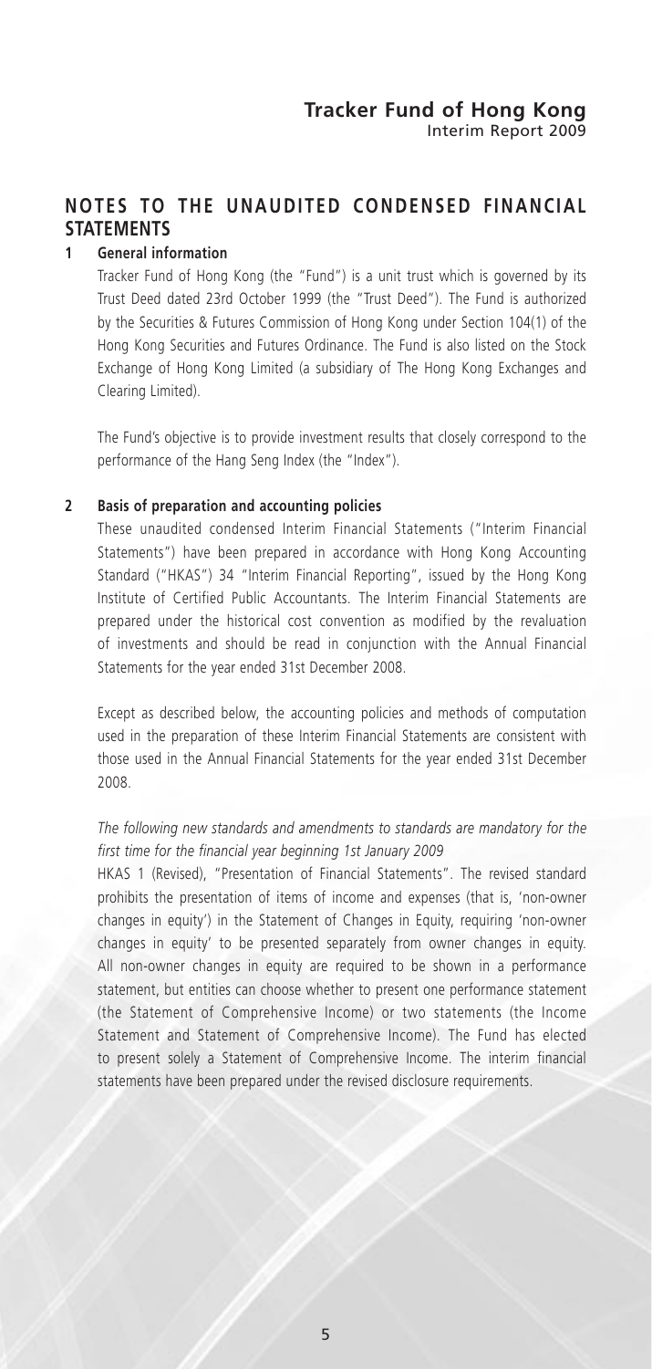## NOTES TO THE UNAUDITED CONDENSED FINANCIAL STATEMENTS

### 1 General information

Tracker Fund of Hong Kong (the "Fund") is a unit trust which is governed by its Trust Deed dated 23rd October 1999 (the "Trust Deed"). The Fund is authorized by the Securities & Futures Commission of Hong Kong under Section 104(1) of the Hong Kong Securities and Futures Ordinance. The Fund is also listed on the Stock Exchange of Hong Kong Limited (a subsidiary of The Hong Kong Exchanges and Clearing Limited).

The Fund's objective is to provide investment results that closely correspond to the performance of the Hang Seng Index (the "Index").

### 2 Basis of preparation and accounting policies

These unaudited condensed Interim Financial Statements ("Interim Financial Statements") have been prepared in accordance with Hong Kong Accounting Standard ("HKAS") 34 "Interim Financial Reporting", issued by the Hong Kong Institute of Certified Public Accountants. The Interim Financial Statements are prepared under the historical cost convention as modified by the revaluation of investments and should be read in conjunction with the Annual Financial Statements for the year ended 31st December 2008.

Except as described below, the accounting policies and methods of computation used in the preparation of these Interim Financial Statements are consistent with those used in the Annual Financial Statements for the year ended 31st December 2008.

*The following new standards and amendments to standards are mandatory for the first time for the financial year beginning 1st January 2009*

HKAS 1 (Revised), "Presentation of Financial Statements". The revised standard prohibits the presentation of items of income and expenses (that is, 'non-owner changes in equity') in the Statement of Changes in Equity, requiring 'non-owner changes in equity' to be presented separately from owner changes in equity. All non-owner changes in equity are required to be shown in a performance statement, but entities can choose whether to present one performance statement (the Statement of Comprehensive Income) or two statements (the Income Statement and Statement of Comprehensive Income). The Fund has elected to present solely a Statement of Comprehensive Income. The interim financial statements have been prepared under the revised disclosure requirements.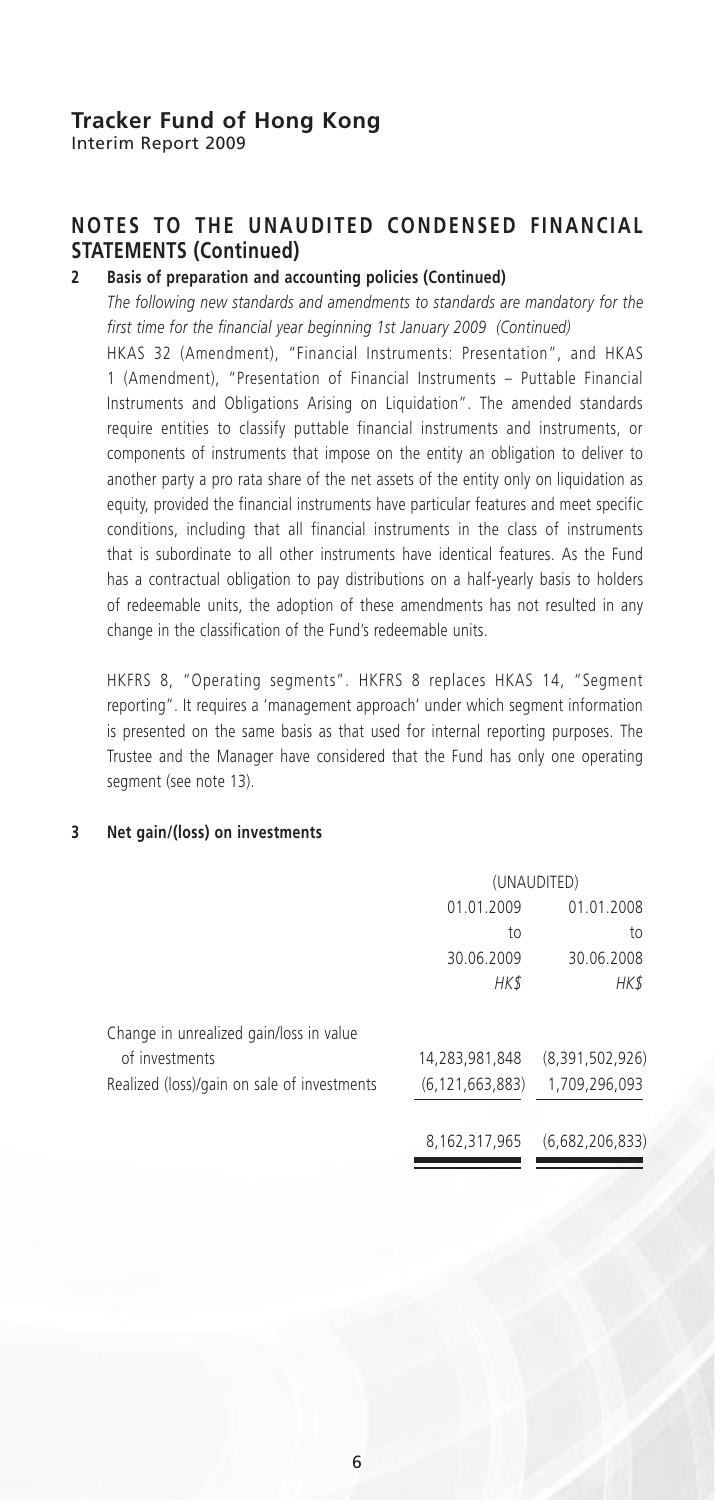## NOTES TO THE UNAUDITED CONDENSED FINANCIAL STATEMENTS (Continued)

### 2 Basis of preparation and accounting policies (Continued)

*The following new standards and amendments to standards are mandatory for the first time for the financial year beginning 1st January 2009 (Continued)*

HKAS 32 (Amendment), "Financial Instruments: Presentation", and HKAS 1 (Amendment), "Presentation of Financial Instruments – Puttable Financial Instruments and Obligations Arising on Liquidation". The amended standards require entities to classify puttable financial instruments and instruments, or components of instruments that impose on the entity an obligation to deliver to another party a pro rata share of the net assets of the entity only on liquidation as equity, provided the financial instruments have particular features and meet specific conditions, including that all financial instruments in the class of instruments that is subordinate to all other instruments have identical features. As the Fund has a contractual obligation to pay distributions on a half-yearly basis to holders of redeemable units, the adoption of these amendments has not resulted in any change in the classification of the Fund's redeemable units.

HKFRS 8, "Operating segments". HKFRS 8 replaces HKAS 14, "Segment reporting". It requires a 'management approach' under which segment information is presented on the same basis as that used for internal reporting purposes. The Trustee and the Manager have considered that the Fund has only one operating segment (see note 13).

### 3 Net gain/(loss) on investments

| | (UNAUDITED) | |
|---|---|---|
| | 01.01.2009 to 30.06.2009 | 01.01.2008 to 30.06.2008 |
| | *HK$* | *HK$* |
| Change in unrealized gain/loss in value of investments | 14,283,981,848 | (8,391,502,926) |
| Realized (loss)/gain on sale of investments | (6,121,663,883) | 1,709,296,093 |
| | 8,162,317,965 | (6,682,206,833) |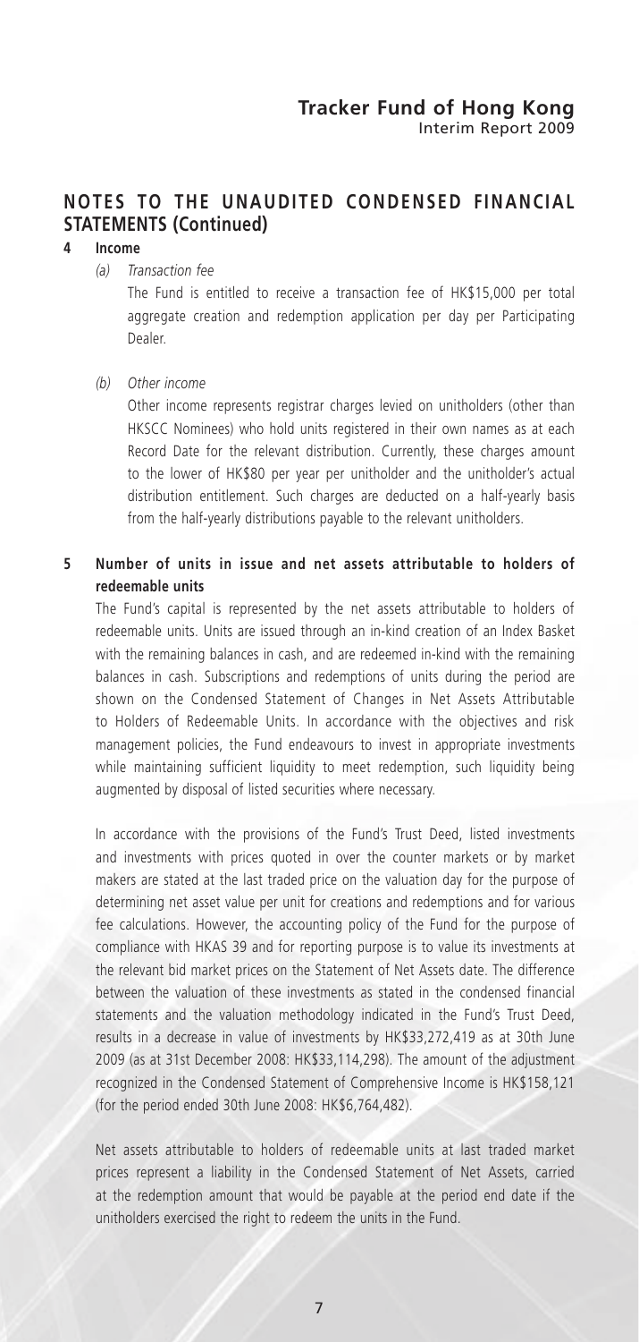## NOTES TO THE UNAUDITED CONDENSED FINANCIAL STATEMENTS (Continued)

### 4 Income

*(a) Transaction fee*

The Fund is entitled to receive a transaction fee of HK$15,000 per total aggregate creation and redemption application per day per Participating Dealer.

*(b) Other income*

Other income represents registrar charges levied on unitholders (other than HKSCC Nominees) who hold units registered in their own names as at each Record Date for the relevant distribution. Currently, these charges amount to the lower of HK$80 per year per unitholder and the unitholder's actual distribution entitlement. Such charges are deducted on a half-yearly basis from the half-yearly distributions payable to the relevant unitholders.

### 5 Number of units in issue and net assets attributable to holders of redeemable units

The Fund's capital is represented by the net assets attributable to holders of redeemable units. Units are issued through an in-kind creation of an Index Basket with the remaining balances in cash, and are redeemed in-kind with the remaining balances in cash. Subscriptions and redemptions of units during the period are shown on the Condensed Statement of Changes in Net Assets Attributable to Holders of Redeemable Units. In accordance with the objectives and risk management policies, the Fund endeavours to invest in appropriate investments while maintaining sufficient liquidity to meet redemption, such liquidity being augmented by disposal of listed securities where necessary.

In accordance with the provisions of the Fund's Trust Deed, listed investments and investments with prices quoted in over the counter markets or by market makers are stated at the last traded price on the valuation day for the purpose of determining net asset value per unit for creations and redemptions and for various fee calculations. However, the accounting policy of the Fund for the purpose of compliance with HKAS 39 and for reporting purpose is to value its investments at the relevant bid market prices on the Statement of Net Assets date. The difference between the valuation of these investments as stated in the condensed financial statements and the valuation methodology indicated in the Fund's Trust Deed, results in a decrease in value of investments by HK$33,272,419 as at 30th June 2009 (as at 31st December 2008: HK$33,114,298). The amount of the adjustment recognized in the Condensed Statement of Comprehensive Income is HK$158,121 (for the period ended 30th June 2008: HK$6,764,482).

Net assets attributable to holders of redeemable units at last traded market prices represent a liability in the Condensed Statement of Net Assets, carried at the redemption amount that would be payable at the period end date if the unitholders exercised the right to redeem the units in the Fund.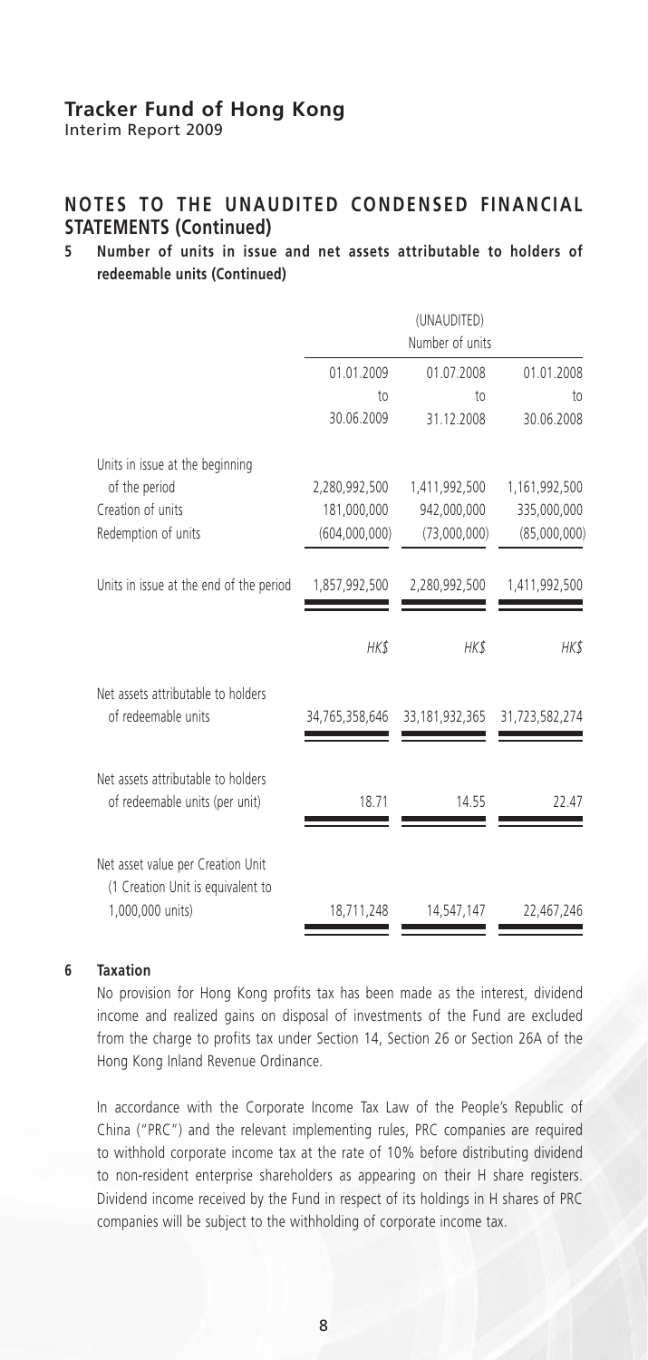## NOTES TO THE UNAUDITED CONDENSED FINANCIAL STATEMENTS (Continued)

### 5 Number of units in issue and net assets attributable to holders of redeemable units (Continued)

| | (UNAUDITED) Number of units | | |
|---|---|---|---|
| | 01.01.2009 to 30.06.2009 | 01.07.2008 to 31.12.2008 | 01.01.2008 to 30.06.2008 |
| Units in issue at the beginning of the period | 2,280,992,500 | 1,411,992,500 | 1,161,992,500 |
| Creation of units | 181,000,000 | 942,000,000 | 335,000,000 |
| Redemption of units | (604,000,000) | (73,000,000) | (85,000,000) |
| Units in issue at the end of the period | 1,857,992,500 | 2,280,992,500 | 1,411,992,500 |
| | HK$ | HK$ | HK$ |
| Net assets attributable to holders of redeemable units | 34,765,358,646 | 33,181,932,365 | 31,723,582,274 |
| Net assets attributable to holders of redeemable units (per unit) | 18.71 | 14.55 | 22.47 |
| Net asset value per Creation Unit (1 Creation Unit is equivalent to 1,000,000 units) | 18,711,248 | 14,547,147 | 22,467,246 |

### 6 Taxation

No provision for Hong Kong profits tax has been made as the interest, dividend income and realized gains on disposal of investments of the Fund are excluded from the charge to profits tax under Section 14, Section 26 or Section 26A of the Hong Kong Inland Revenue Ordinance.

In accordance with the Corporate Income Tax Law of the People's Republic of China ("PRC") and the relevant implementing rules, PRC companies are required to withhold corporate income tax at the rate of 10% before distributing dividend to non-resident enterprise shareholders as appearing on their H share registers. Dividend income received by the Fund in respect of its holdings in H shares of PRC companies will be subject to the withholding of corporate income tax.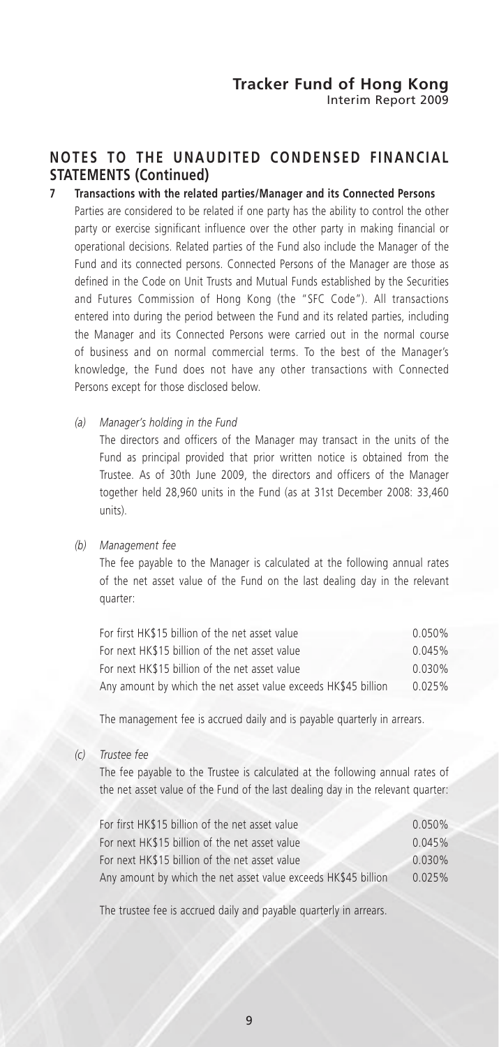## NOTES TO THE UNAUDITED CONDENSED FINANCIAL STATEMENTS (Continued)

**7 Transactions with the related parties/Manager and its Connected Persons**

Parties are considered to be related if one party has the ability to control the other party or exercise significant influence over the other party in making financial or operational decisions. Related parties of the Fund also include the Manager of the Fund and its connected persons. Connected Persons of the Manager are those as defined in the Code on Unit Trusts and Mutual Funds established by the Securities and Futures Commission of Hong Kong (the "SFC Code"). All transactions entered into during the period between the Fund and its related parties, including the Manager and its Connected Persons were carried out in the normal course of business and on normal commercial terms. To the best of the Manager's knowledge, the Fund does not have any other transactions with Connected Persons except for those disclosed below.

*(a) Manager's holding in the Fund*

The directors and officers of the Manager may transact in the units of the Fund as principal provided that prior written notice is obtained from the Trustee. As of 30th June 2009, the directors and officers of the Manager together held 28,960 units in the Fund (as at 31st December 2008: 33,460 units).

*(b) Management fee*

The fee payable to the Manager is calculated at the following annual rates of the net asset value of the Fund on the last dealing day in the relevant quarter:

| | |
|---|---|
| For first HK$15 billion of the net asset value | 0.050% |
| For next HK$15 billion of the net asset value | 0.045% |
| For next HK$15 billion of the net asset value | 0.030% |
| Any amount by which the net asset value exceeds HK$45 billion | 0.025% |

The management fee is accrued daily and is payable quarterly in arrears.

*(c) Trustee fee*

The fee payable to the Trustee is calculated at the following annual rates of the net asset value of the Fund of the last dealing day in the relevant quarter:

| | |
|---|---|
| For first HK$15 billion of the net asset value | 0.050% |
| For next HK$15 billion of the net asset value | 0.045% |
| For next HK$15 billion of the net asset value | 0.030% |
| Any amount by which the net asset value exceeds HK$45 billion | 0.025% |

The trustee fee is accrued daily and payable quarterly in arrears.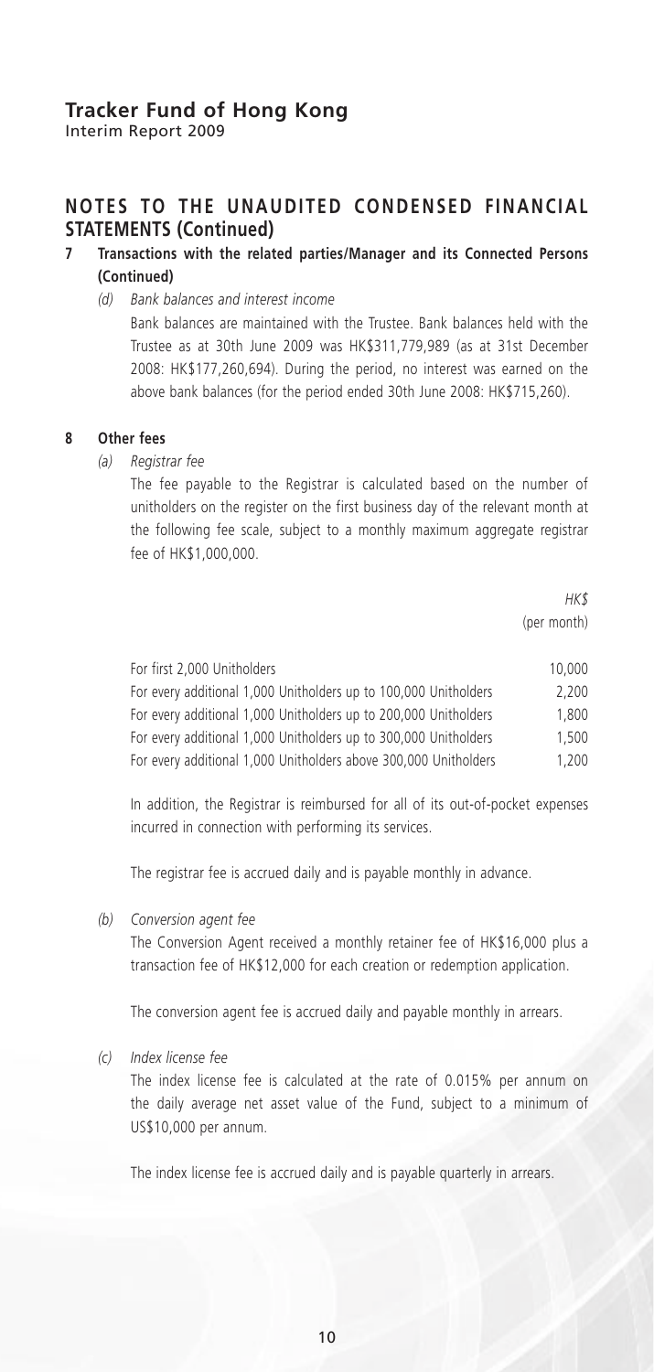## NOTES TO THE UNAUDITED CONDENSED FINANCIAL STATEMENTS (Continued)

**7 Transactions with the related parties/Manager and its Connected Persons (Continued)**

*(d) Bank balances and interest income*

Bank balances are maintained with the Trustee. Bank balances held with the Trustee as at 30th June 2009 was HK$311,779,989 (as at 31st December 2008: HK$177,260,694). During the period, no interest was earned on the above bank balances (for the period ended 30th June 2008: HK$715,260).

**8 Other fees**

*(a) Registrar fee*

The fee payable to the Registrar is calculated based on the number of unitholders on the register on the first business day of the relevant month at the following fee scale, subject to a monthly maximum aggregate registrar fee of HK$1,000,000.

| | *HK$* (per month) |
|---|---|
| For first 2,000 Unitholders | 10,000 |
| For every additional 1,000 Unitholders up to 100,000 Unitholders | 2,200 |
| For every additional 1,000 Unitholders up to 200,000 Unitholders | 1,800 |
| For every additional 1,000 Unitholders up to 300,000 Unitholders | 1,500 |
| For every additional 1,000 Unitholders above 300,000 Unitholders | 1,200 |

In addition, the Registrar is reimbursed for all of its out-of-pocket expenses incurred in connection with performing its services.

The registrar fee is accrued daily and is payable monthly in advance.

*(b) Conversion agent fee*

The Conversion Agent received a monthly retainer fee of HK$16,000 plus a transaction fee of HK$12,000 for each creation or redemption application.

The conversion agent fee is accrued daily and payable monthly in arrears.

*(c) Index license fee*

The index license fee is calculated at the rate of 0.015% per annum on the daily average net asset value of the Fund, subject to a minimum of US$10,000 per annum.

The index license fee is accrued daily and is payable quarterly in arrears.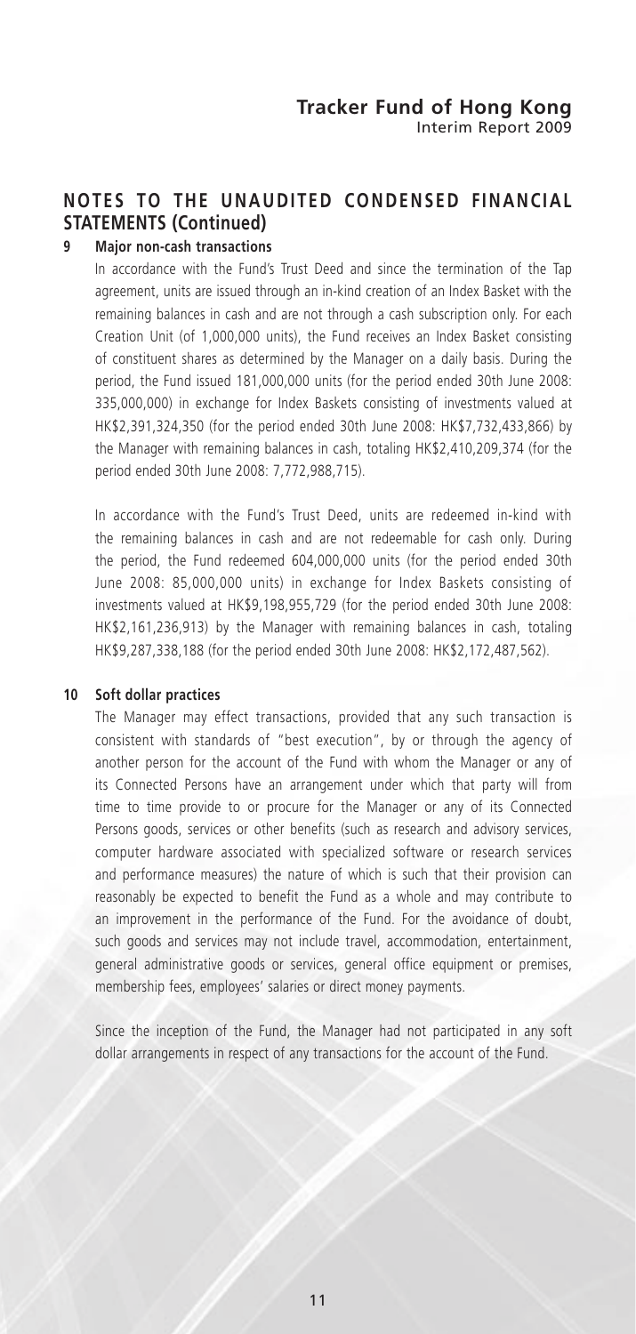## NOTES TO THE UNAUDITED CONDENSED FINANCIAL STATEMENTS (Continued)

### 9 Major non-cash transactions

In accordance with the Fund's Trust Deed and since the termination of the Tap agreement, units are issued through an in-kind creation of an Index Basket with the remaining balances in cash and are not through a cash subscription only. For each Creation Unit (of 1,000,000 units), the Fund receives an Index Basket consisting of constituent shares as determined by the Manager on a daily basis. During the period, the Fund issued 181,000,000 units (for the period ended 30th June 2008: 335,000,000) in exchange for Index Baskets consisting of investments valued at HK$2,391,324,350 (for the period ended 30th June 2008: HK$7,732,433,866) by the Manager with remaining balances in cash, totaling HK$2,410,209,374 (for the period ended 30th June 2008: 7,772,988,715).

In accordance with the Fund's Trust Deed, units are redeemed in-kind with the remaining balances in cash and are not redeemable for cash only. During the period, the Fund redeemed 604,000,000 units (for the period ended 30th June 2008: 85,000,000 units) in exchange for Index Baskets consisting of investments valued at HK$9,198,955,729 (for the period ended 30th June 2008: HK$2,161,236,913) by the Manager with remaining balances in cash, totaling HK$9,287,338,188 (for the period ended 30th June 2008: HK$2,172,487,562).

### 10 Soft dollar practices

The Manager may effect transactions, provided that any such transaction is consistent with standards of "best execution", by or through the agency of another person for the account of the Fund with whom the Manager or any of its Connected Persons have an arrangement under which that party will from time to time provide to or procure for the Manager or any of its Connected Persons goods, services or other benefits (such as research and advisory services, computer hardware associated with specialized software or research services and performance measures) the nature of which is such that their provision can reasonably be expected to benefit the Fund as a whole and may contribute to an improvement in the performance of the Fund. For the avoidance of doubt, such goods and services may not include travel, accommodation, entertainment, general administrative goods or services, general office equipment or premises, membership fees, employees' salaries or direct money payments.

Since the inception of the Fund, the Manager had not participated in any soft dollar arrangements in respect of any transactions for the account of the Fund.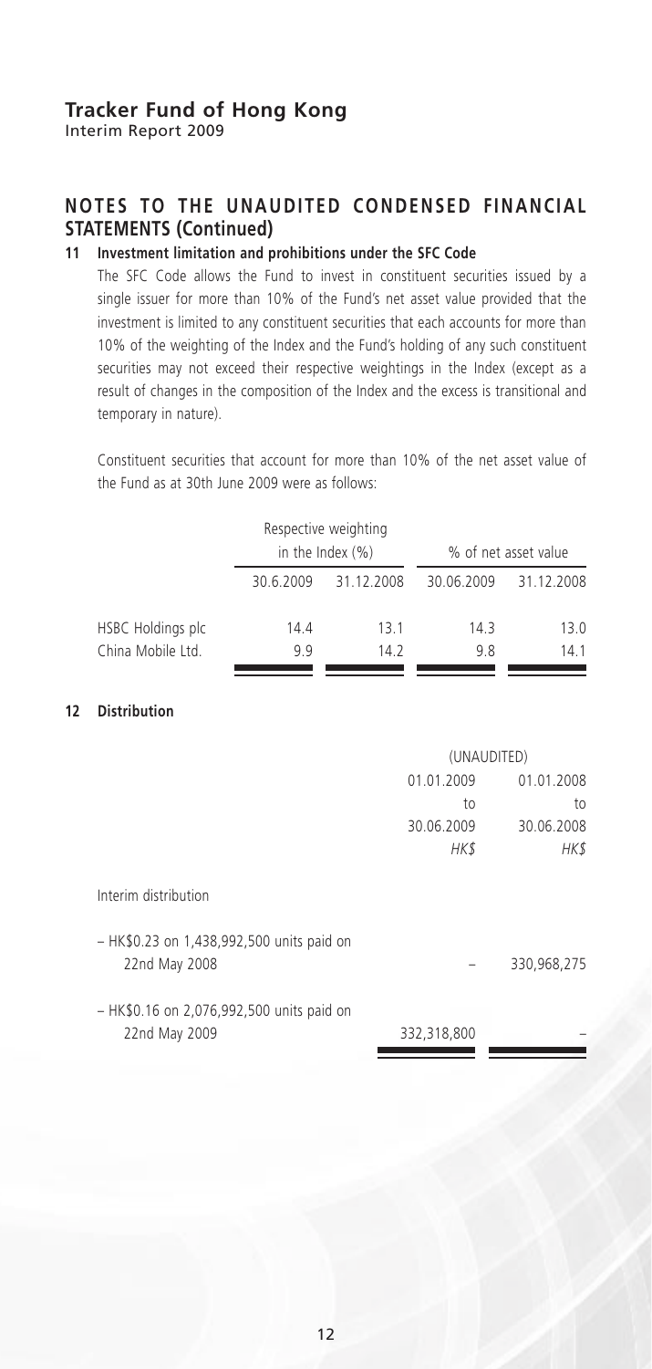## NOTES TO THE UNAUDITED CONDENSED FINANCIAL STATEMENTS (Continued)

### 11 Investment limitation and prohibitions under the SFC Code

The SFC Code allows the Fund to invest in constituent securities issued by a single issuer for more than 10% of the Fund's net asset value provided that the investment is limited to any constituent securities that each accounts for more than 10% of the weighting of the Index and the Fund's holding of any such constituent securities may not exceed their respective weightings in the Index (except as a result of changes in the composition of the Index and the excess is transitional and temporary in nature).

Constituent securities that account for more than 10% of the net asset value of the Fund as at 30th June 2009 were as follows:

| | Respective weighting in the Index (%) | | % of net asset value | |
|---|---|---|---|---|
| | 30.6.2009 | 31.12.2008 | 30.06.2009 | 31.12.2008 |
| HSBC Holdings plc | 14.4 | 13.1 | 14.3 | 13.0 |
| China Mobile Ltd. | 9.9 | 14.2 | 9.8 | 14.1 |

### 12 Distribution

| | (UNAUDITED) | |
|---|---|---|
| | 01.01.2009 to 30.06.2009 | 01.01.2008 to 30.06.2008 |
| | *HK$* | *HK$* |
| Interim distribution | | |
| – HK$0.23 on 1,438,992,500 units paid on 22nd May 2008 | – | 330,968,275 |
| – HK$0.16 on 2,076,992,500 units paid on 22nd May 2009 | 332,318,800 | – |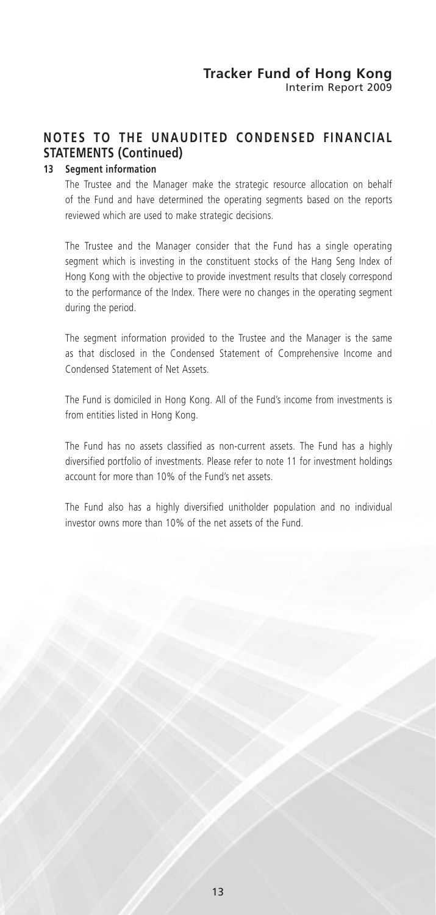## NOTES TO THE UNAUDITED CONDENSED FINANCIAL STATEMENTS (Continued)

### 13 Segment information

The Trustee and the Manager make the strategic resource allocation on behalf of the Fund and have determined the operating segments based on the reports reviewed which are used to make strategic decisions.

The Trustee and the Manager consider that the Fund has a single operating segment which is investing in the constituent stocks of the Hang Seng Index of Hong Kong with the objective to provide investment results that closely correspond to the performance of the Index. There were no changes in the operating segment during the period.

The segment information provided to the Trustee and the Manager is the same as that disclosed in the Condensed Statement of Comprehensive Income and Condensed Statement of Net Assets.

The Fund is domiciled in Hong Kong. All of the Fund's income from investments is from entities listed in Hong Kong.

The Fund has no assets classified as non-current assets. The Fund has a highly diversified portfolio of investments. Please refer to note 11 for investment holdings account for more than 10% of the Fund's net assets.

The Fund also has a highly diversified unitholder population and no individual investor owns more than 10% of the net assets of the Fund.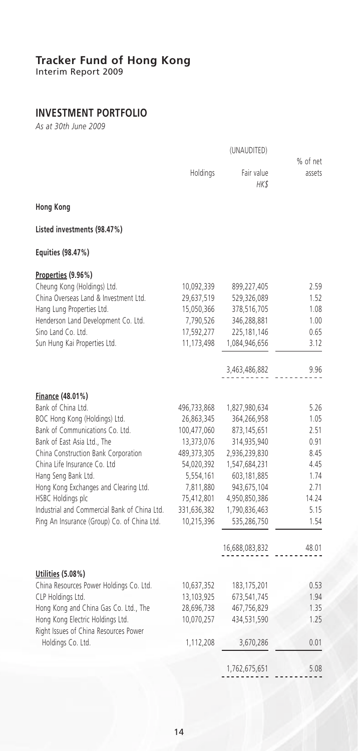# Tracker Fund of Hong Kong

Interim Report 2009

## INVESTMENT PORTFOLIO

*As at 30th June 2009*

| | Holdings | (UNAUDITED) Fair value HK$ | % of net assets |
|---|---|---|---|
| **Hong Kong** | | | |
| **Listed investments (98.47%)** | | | |
| **Equities (98.47%)** | | | |
| **Properties (9.96%)** | | | |
| Cheung Kong (Holdings) Ltd. | 10,092,339 | 899,227,405 | 2.59 |
| China Overseas Land & Investment Ltd. | 29,637,519 | 529,326,089 | 1.52 |
| Hang Lung Properties Ltd. | 15,050,366 | 378,516,705 | 1.08 |
| Henderson Land Development Co. Ltd. | 7,790,526 | 346,288,881 | 1.00 |
| Sino Land Co. Ltd. | 17,592,277 | 225,181,146 | 0.65 |
| Sun Hung Kai Properties Ltd. | 11,173,498 | 1,084,946,656 | 3.12 |
| | | 3,463,486,882 | 9.96 |
| **Finance (48.01%)** | | | |
| Bank of China Ltd. | 496,733,868 | 1,827,980,634 | 5.26 |
| BOC Hong Kong (Holdings) Ltd. | 26,863,345 | 364,266,958 | 1.05 |
| Bank of Communications Co. Ltd. | 100,477,060 | 873,145,651 | 2.51 |
| Bank of East Asia Ltd., The | 13,373,076 | 314,935,940 | 0.91 |
| China Construction Bank Corporation | 489,373,305 | 2,936,239,830 | 8.45 |
| China Life Insurance Co. Ltd | 54,020,392 | 1,547,684,231 | 4.45 |
| Hang Seng Bank Ltd. | 5,554,161 | 603,181,885 | 1.74 |
| Hong Kong Exchanges and Clearing Ltd. | 7,811,880 | 943,675,104 | 2.71 |
| HSBC Holdings plc | 75,412,801 | 4,950,850,386 | 14.24 |
| Industrial and Commercial Bank of China Ltd. | 331,636,382 | 1,790,836,463 | 5.15 |
| Ping An Insurance (Group) Co. of China Ltd. | 10,215,396 | 535,286,750 | 1.54 |
| | | 16,688,083,832 | 48.01 |
| **Utilities (5.08%)** | | | |
| China Resources Power Holdings Co. Ltd. | 10,637,352 | 183,175,201 | 0.53 |
| CLP Holdings Ltd. | 13,103,925 | 673,541,745 | 1.94 |
| Hong Kong and China Gas Co. Ltd., The | 28,696,738 | 467,756,829 | 1.35 |
| Hong Kong Electric Holdings Ltd. | 10,070,257 | 434,531,590 | 1.25 |
| Right Issues of China Resources Power Holdings Co. Ltd. | 1,112,208 | 3,670,286 | 0.01 |
| | | 1,762,675,651 | 5.08 |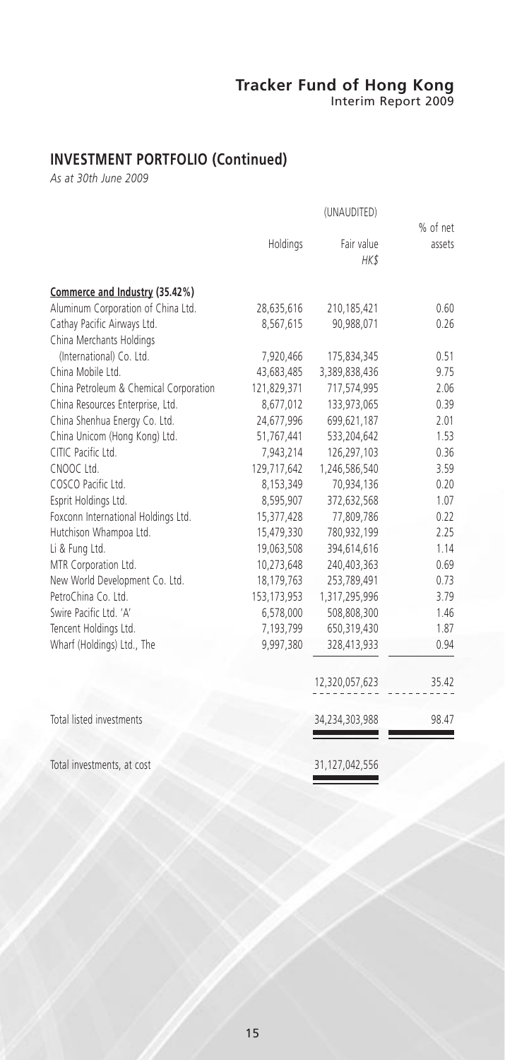## INVESTMENT PORTFOLIO (Continued)

*As at 30th June 2009*

| | Holdings | (UNAUDITED) Fair value HK$ | % of net assets |
|---|---|---|---|
| **Commerce and Industry (35.42%)** | | | |
| Aluminum Corporation of China Ltd. | 28,635,616 | 210,185,421 | 0.60 |
| Cathay Pacific Airways Ltd. | 8,567,615 | 90,988,071 | 0.26 |
| China Merchants Holdings (International) Co. Ltd. | 7,920,466 | 175,834,345 | 0.51 |
| China Mobile Ltd. | 43,683,485 | 3,389,838,436 | 9.75 |
| China Petroleum & Chemical Corporation | 121,829,371 | 717,574,995 | 2.06 |
| China Resources Enterprise, Ltd. | 8,677,012 | 133,973,065 | 0.39 |
| China Shenhua Energy Co. Ltd. | 24,677,996 | 699,621,187 | 2.01 |
| China Unicom (Hong Kong) Ltd. | 51,767,441 | 533,204,642 | 1.53 |
| CITIC Pacific Ltd. | 7,943,214 | 126,297,103 | 0.36 |
| CNOOC Ltd. | 129,717,642 | 1,246,586,540 | 3.59 |
| COSCO Pacific Ltd. | 8,153,349 | 70,934,136 | 0.20 |
| Esprit Holdings Ltd. | 8,595,907 | 372,632,568 | 1.07 |
| Foxconn International Holdings Ltd. | 15,377,428 | 77,809,786 | 0.22 |
| Hutchison Whampoa Ltd. | 15,479,330 | 780,932,199 | 2.25 |
| Li & Fung Ltd. | 19,063,508 | 394,614,616 | 1.14 |
| MTR Corporation Ltd. | 10,273,648 | 240,403,363 | 0.69 |
| New World Development Co. Ltd. | 18,179,763 | 253,789,491 | 0.73 |
| PetroChina Co. Ltd. | 153,173,953 | 1,317,295,996 | 3.79 |
| Swire Pacific Ltd. 'A' | 6,578,000 | 508,808,300 | 1.46 |
| Tencent Holdings Ltd. | 7,193,799 | 650,319,430 | 1.87 |
| Wharf (Holdings) Ltd., The | 9,997,380 | 328,413,933 | 0.94 |
| | | 12,320,057,623 | 35.42 |
| Total listed investments | | 34,234,303,988 | 98.47 |
| Total investments, at cost | | 31,127,042,556 | |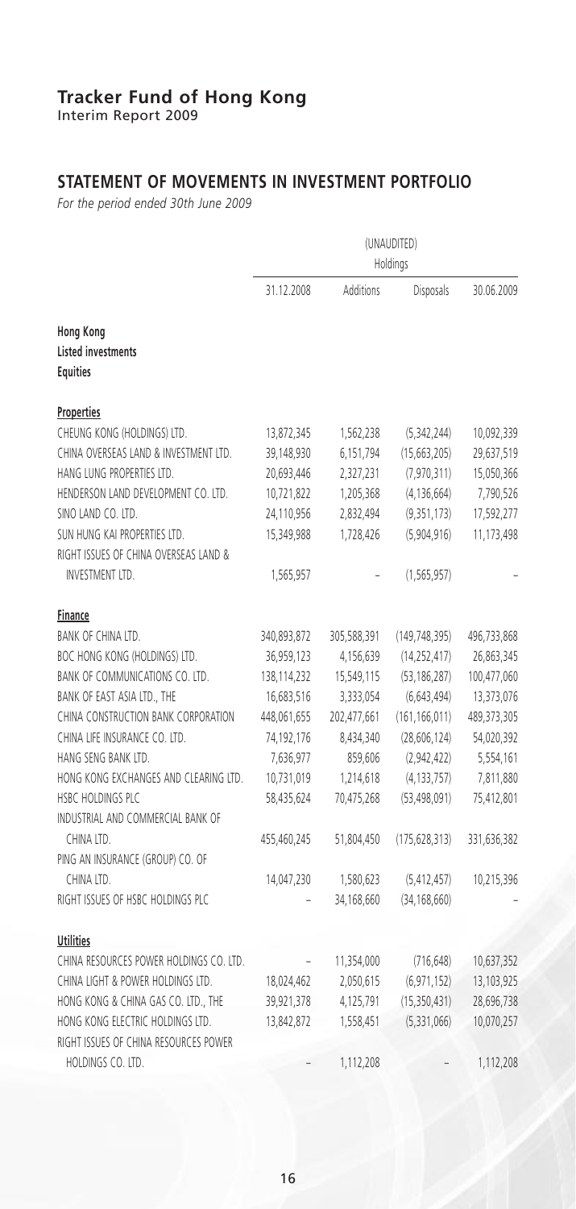## STATEMENT OF MOVEMENTS IN INVESTMENT PORTFOLIO

*For the period ended 30th June 2009*

| | (UNAUDITED) Holdings | | | |
|---|---|---|---|---|
| | 31.12.2008 | Additions | Disposals | 30.06.2009 |
| **Hong Kong** | | | | |
| **Listed investments** | | | | |
| **Equities** | | | | |
| **Properties** | | | | |
| CHEUNG KONG (HOLDINGS) LTD. | 13,872,345 | 1,562,238 | (5,342,244) | 10,092,339 |
| CHINA OVERSEAS LAND & INVESTMENT LTD. | 39,148,930 | 6,151,794 | (15,663,205) | 29,637,519 |
| HANG LUNG PROPERTIES LTD. | 20,693,446 | 2,327,231 | (7,970,311) | 15,050,366 |
| HENDERSON LAND DEVELOPMENT CO. LTD. | 10,721,822 | 1,205,368 | (4,136,664) | 7,790,526 |
| SINO LAND CO. LTD. | 24,110,956 | 2,832,494 | (9,351,173) | 17,592,277 |
| SUN HUNG KAI PROPERTIES LTD. | 15,349,988 | 1,728,426 | (5,904,916) | 11,173,498 |
| RIGHT ISSUES OF CHINA OVERSEAS LAND & INVESTMENT LTD. | 1,565,957 | – | (1,565,957) | – |
| **Finance** | | | | |
| BANK OF CHINA LTD. | 340,893,872 | 305,588,391 | (149,748,395) | 496,733,868 |
| BOC HONG KONG (HOLDINGS) LTD. | 36,959,123 | 4,156,639 | (14,252,417) | 26,863,345 |
| BANK OF COMMUNICATIONS CO. LTD. | 138,114,232 | 15,549,115 | (53,186,287) | 100,477,060 |
| BANK OF EAST ASIA LTD., THE | 16,683,516 | 3,333,054 | (6,643,494) | 13,373,076 |
| CHINA CONSTRUCTION BANK CORPORATION | 448,061,655 | 202,477,661 | (161,166,011) | 489,373,305 |
| CHINA LIFE INSURANCE CO. LTD. | 74,192,176 | 8,434,340 | (28,606,124) | 54,020,392 |
| HANG SENG BANK LTD. | 7,636,977 | 859,606 | (2,942,422) | 5,554,161 |
| HONG KONG EXCHANGES AND CLEARING LTD. | 10,731,019 | 1,214,618 | (4,133,757) | 7,811,880 |
| HSBC HOLDINGS PLC | 58,435,624 | 70,475,268 | (53,498,091) | 75,412,801 |
| INDUSTRIAL AND COMMERCIAL BANK OF CHINA LTD. | 455,460,245 | 51,804,450 | (175,628,313) | 331,636,382 |
| PING AN INSURANCE (GROUP) CO. OF CHINA LTD. | 14,047,230 | 1,580,623 | (5,412,457) | 10,215,396 |
| RIGHT ISSUES OF HSBC HOLDINGS PLC | – | 34,168,660 | (34,168,660) | – |
| **Utilities** | | | | |
| CHINA RESOURCES POWER HOLDINGS CO. LTD. | – | 11,354,000 | (716,648) | 10,637,352 |
| CHINA LIGHT & POWER HOLDINGS LTD. | 18,024,462 | 2,050,615 | (6,971,152) | 13,103,925 |
| HONG KONG & CHINA GAS CO. LTD., THE | 39,921,378 | 4,125,791 | (15,350,431) | 28,696,738 |
| HONG KONG ELECTRIC HOLDINGS LTD. | 13,842,872 | 1,558,451 | (5,331,066) | 10,070,257 |
| RIGHT ISSUES OF CHINA RESOURCES POWER HOLDINGS CO. LTD. | – | 1,112,208 | – | 1,112,208 |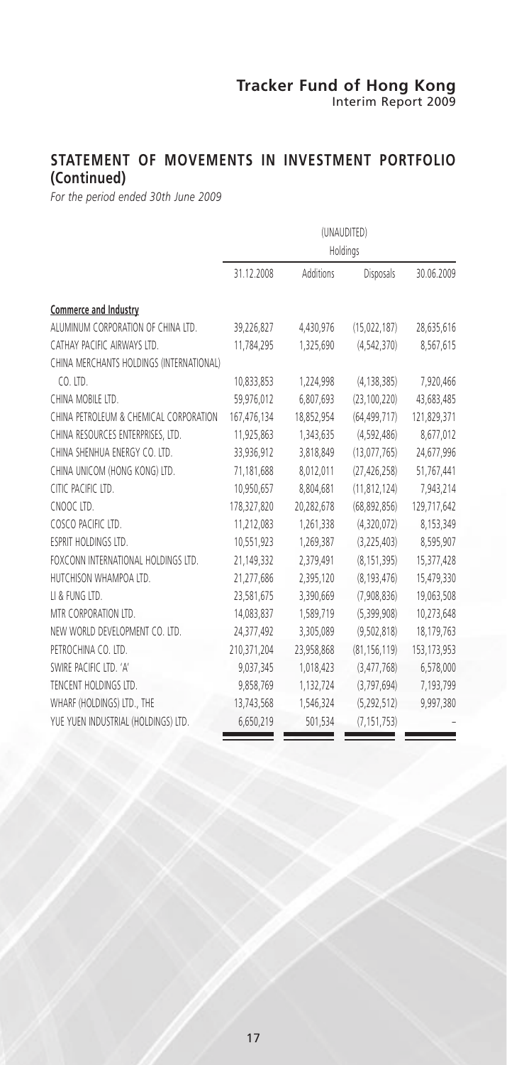## STATEMENT OF MOVEMENTS IN INVESTMENT PORTFOLIO (Continued)

*For the period ended 30th June 2009*

| | (UNAUDITED) | | | |
|---|---|---|---|---|
| | Holdings | | | |
| | 31.12.2008 | Additions | Disposals | 30.06.2009 |
| **Commerce and Industry** | | | | |
| ALUMINUM CORPORATION OF CHINA LTD. | 39,226,827 | 4,430,976 | (15,022,187) | 28,635,616 |
| CATHAY PACIFIC AIRWAYS LTD. | 11,784,295 | 1,325,690 | (4,542,370) | 8,567,615 |
| CHINA MERCHANTS HOLDINGS (INTERNATIONAL) CO. LTD. | 10,833,853 | 1,224,998 | (4,138,385) | 7,920,466 |
| CHINA MOBILE LTD. | 59,976,012 | 6,807,693 | (23,100,220) | 43,683,485 |
| CHINA PETROLEUM & CHEMICAL CORPORATION | 167,476,134 | 18,852,954 | (64,499,717) | 121,829,371 |
| CHINA RESOURCES ENTERPRISES, LTD. | 11,925,863 | 1,343,635 | (4,592,486) | 8,677,012 |
| CHINA SHENHUA ENERGY CO. LTD. | 33,936,912 | 3,818,849 | (13,077,765) | 24,677,996 |
| CHINA UNICOM (HONG KONG) LTD. | 71,181,688 | 8,012,011 | (27,426,258) | 51,767,441 |
| CITIC PACIFIC LTD. | 10,950,657 | 8,804,681 | (11,812,124) | 7,943,214 |
| CNOOC LTD. | 178,327,820 | 20,282,678 | (68,892,856) | 129,717,642 |
| COSCO PACIFIC LTD. | 11,212,083 | 1,261,338 | (4,320,072) | 8,153,349 |
| ESPRIT HOLDINGS LTD. | 10,551,923 | 1,269,387 | (3,225,403) | 8,595,907 |
| FOXCONN INTERNATIONAL HOLDINGS LTD. | 21,149,332 | 2,379,491 | (8,151,395) | 15,377,428 |
| HUTCHISON WHAMPOA LTD. | 21,277,686 | 2,395,120 | (8,193,476) | 15,479,330 |
| LI & FUNG LTD. | 23,581,675 | 3,390,669 | (7,908,836) | 19,063,508 |
| MTR CORPORATION LTD. | 14,083,837 | 1,589,719 | (5,399,908) | 10,273,648 |
| NEW WORLD DEVELOPMENT CO. LTD. | 24,377,492 | 3,305,089 | (9,502,818) | 18,179,763 |
| PETROCHINA CO. LTD. | 210,371,204 | 23,958,868 | (81,156,119) | 153,173,953 |
| SWIRE PACIFIC LTD. 'A' | 9,037,345 | 1,018,423 | (3,477,768) | 6,578,000 |
| TENCENT HOLDINGS LTD. | 9,858,769 | 1,132,724 | (3,797,694) | 7,193,799 |
| WHARF (HOLDINGS) LTD., THE | 13,743,568 | 1,546,324 | (5,292,512) | 9,997,380 |
| YUE YUEN INDUSTRIAL (HOLDINGS) LTD. | 6,650,219 | 501,534 | (7,151,753) | – |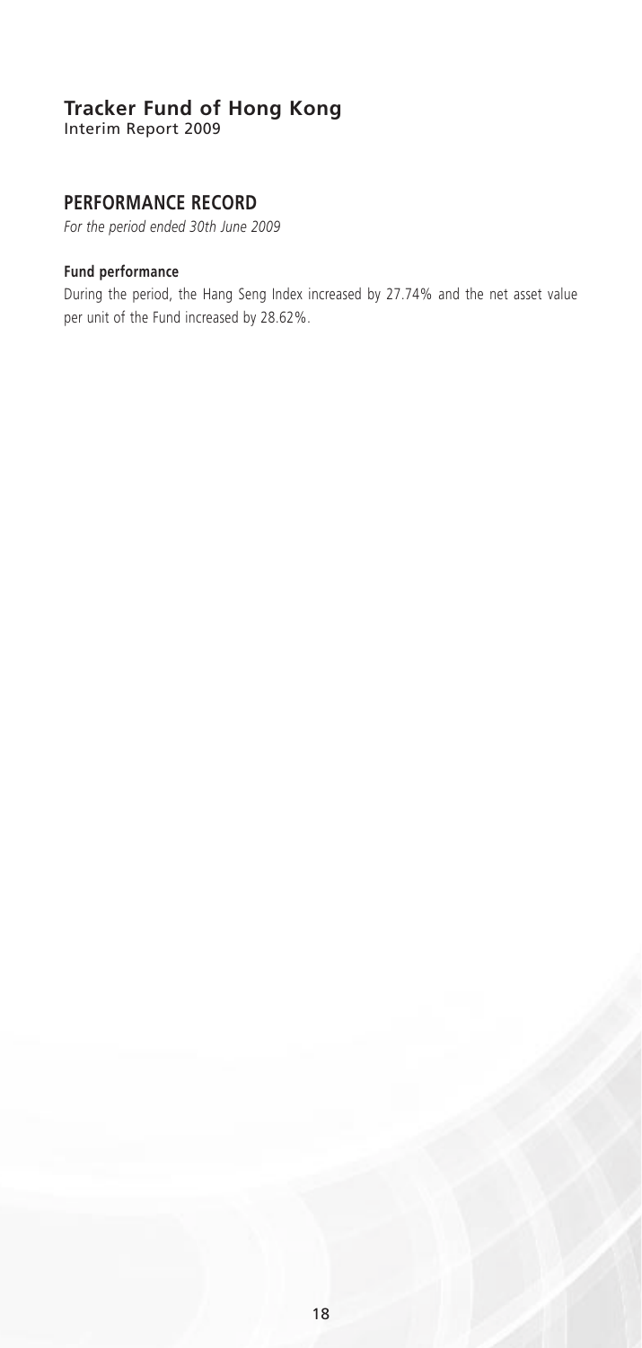## PERFORMANCE RECORD

*For the period ended 30th June 2009*

**Fund performance**

During the period, the Hang Seng Index increased by 27.74% and the net asset value per unit of the Fund increased by 28.62%.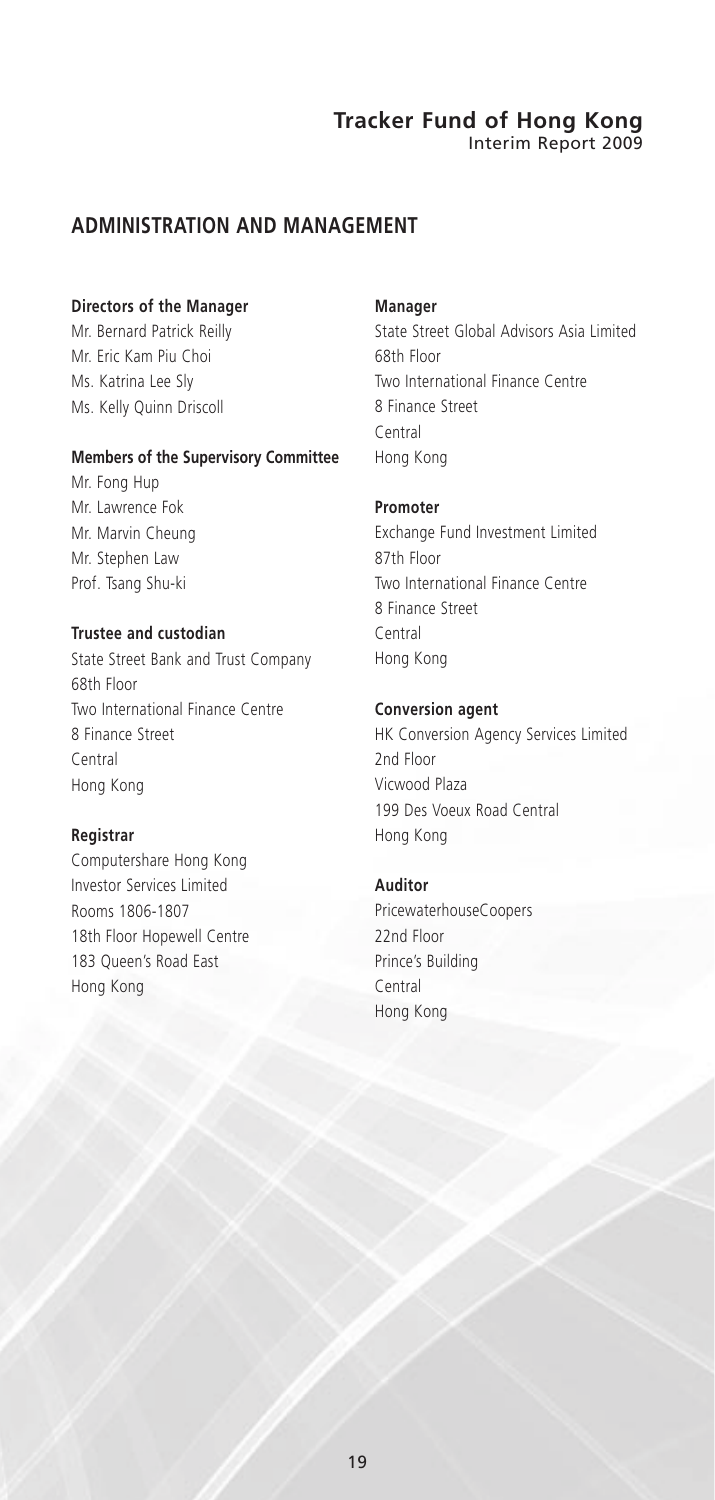## ADMINISTRATION AND MANAGEMENT

**Directors of the Manager**

Mr. Bernard Patrick Reilly
Mr. Eric Kam Piu Choi
Ms. Katrina Lee Sly
Ms. Kelly Quinn Driscoll

**Members of the Supervisory Committee**

Mr. Fong Hup
Mr. Lawrence Fok
Mr. Marvin Cheung
Mr. Stephen Law
Prof. Tsang Shu-ki

**Trustee and custodian**

State Street Bank and Trust Company
68th Floor
Two International Finance Centre
8 Finance Street
Central
Hong Kong

**Registrar**

Computershare Hong Kong
Investor Services Limited
Rooms 1806-1807
18th Floor Hopewell Centre
183 Queen's Road East
Hong Kong

**Manager**

State Street Global Advisors Asia Limited
68th Floor
Two International Finance Centre
8 Finance Street
Central
Hong Kong

**Promoter**

Exchange Fund Investment Limited
87th Floor
Two International Finance Centre
8 Finance Street
Central
Hong Kong

**Conversion agent**

HK Conversion Agency Services Limited
2nd Floor
Vicwood Plaza
199 Des Voeux Road Central
Hong Kong

**Auditor**

PricewaterhouseCoopers
22nd Floor
Prince's Building
Central
Hong Kong